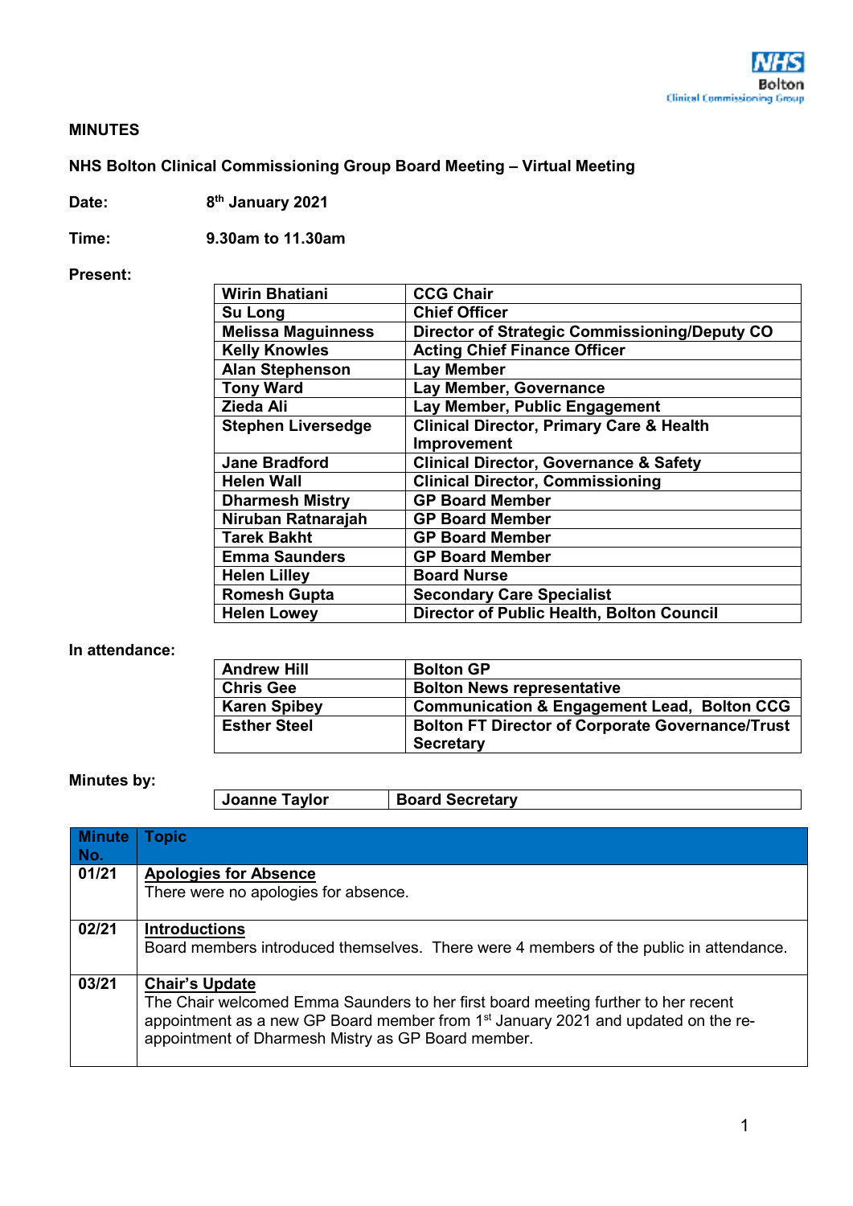**MINUTES**

**NHS Bolton Clinical Commissioning Group Board Meeting – Virtual Meeting**

**Date:** 8th January 2021

**Time:** 9.30am to 11.30am

**Present:**

| | |
|---|---|
| Wirin Bhatiani | CCG Chair |
| Su Long | Chief Officer |
| Melissa Maguinness | Director of Strategic Commissioning/Deputy CO |
| Kelly Knowles | Acting Chief Finance Officer |
| Alan Stephenson | Lay Member |
| Tony Ward | Lay Member, Governance |
| Zieda Ali | Lay Member, Public Engagement |
| Stephen Liversedge | Clinical Director, Primary Care & Health Improvement |
| Jane Bradford | Clinical Director, Governance & Safety |
| Helen Wall | Clinical Director, Commissioning |
| Dharmesh Mistry | GP Board Member |
| Niruban Ratnarajah | GP Board Member |
| Tarek Bakht | GP Board Member |
| Emma Saunders | GP Board Member |
| Helen Lilley | Board Nurse |
| Romesh Gupta | Secondary Care Specialist |
| Helen Lowey | Director of Public Health, Bolton Council |

**In attendance:**

| | |
|---|---|
| Andrew Hill | Bolton GP |
| Chris Gee | Bolton News representative |
| Karen Spibey | Communication & Engagement Lead, Bolton CCG |
| Esther Steel | Bolton FT Director of Corporate Governance/Trust Secretary |

**Minutes by:**

| | |
|---|---|
| Joanne Taylor | Board Secretary |

| Minute No. | Topic |
|---|---|
| 01/21 | **Apologies for Absence**<br>There were no apologies for absence. |
| 02/21 | **Introductions**<br>Board members introduced themselves. There were 4 members of the public in attendance. |
| 03/21 | **Chair's Update**<br>The Chair welcomed Emma Saunders to her first board meeting further to her recent appointment as a new GP Board member from 1st January 2021 and updated on the re-appointment of Dharmesh Mistry as GP Board member. |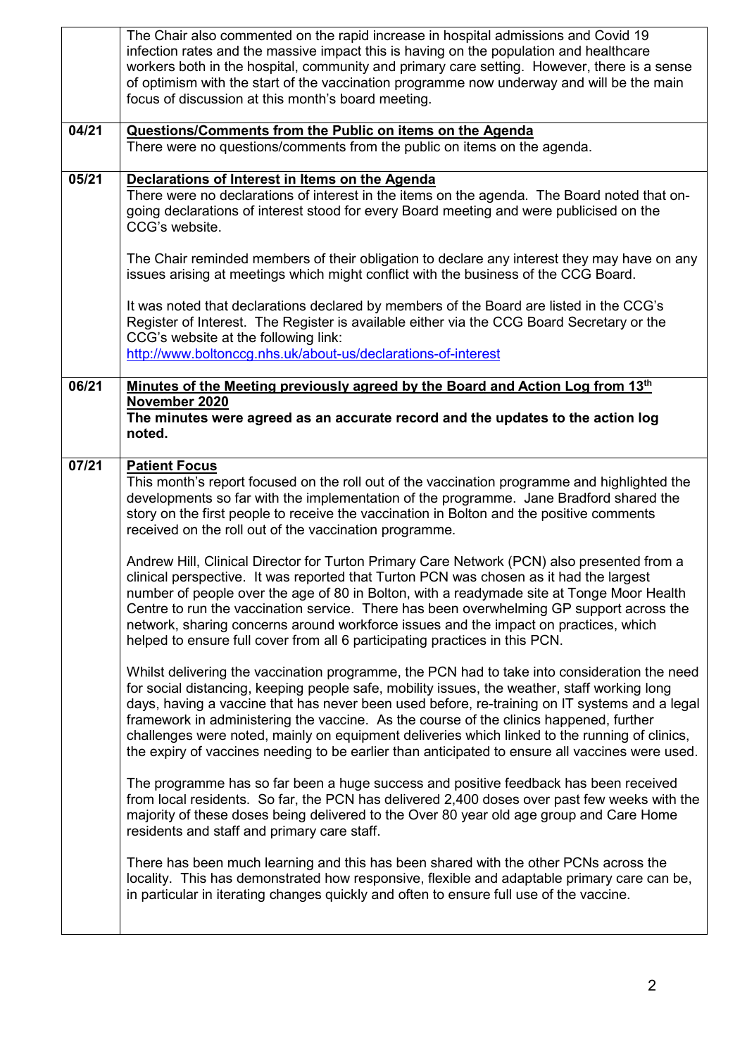| | |
|---|---|
| | The Chair also commented on the rapid increase in hospital admissions and Covid 19 infection rates and the massive impact this is having on the population and healthcare workers both in the hospital, community and primary care setting. However, there is a sense of optimism with the start of the vaccination programme now underway and will be the main focus of discussion at this month's board meeting. |
| **04/21** | **Questions/Comments from the Public on items on the Agenda**<br>There were no questions/comments from the public on items on the agenda. |
| **05/21** | **Declarations of Interest in Items on the Agenda**<br>There were no declarations of interest in the items on the agenda. The Board noted that on-going declarations of interest stood for every Board meeting and were publicised on the CCG's website.<br><br>The Chair reminded members of their obligation to declare any interest they may have on any issues arising at meetings which might conflict with the business of the CCG Board.<br><br>It was noted that declarations declared by members of the Board are listed in the CCG's Register of Interest. The Register is available either via the CCG Board Secretary or the CCG's website at the following link:<br>http://www.boltonccg.nhs.uk/about-us/declarations-of-interest |
| **06/21** | **Minutes of the Meeting previously agreed by the Board and Action Log from 13th November 2020**<br>**The minutes were agreed as an accurate record and the updates to the action log noted.** |
| **07/21** | **Patient Focus**<br>This month's report focused on the roll out of the vaccination programme and highlighted the developments so far with the implementation of the programme. Jane Bradford shared the story on the first people to receive the vaccination in Bolton and the positive comments received on the roll out of the vaccination programme.<br><br>Andrew Hill, Clinical Director for Turton Primary Care Network (PCN) also presented from a clinical perspective. It was reported that Turton PCN was chosen as it had the largest number of people over the age of 80 in Bolton, with a readymade site at Tonge Moor Health Centre to run the vaccination service. There has been overwhelming GP support across the network, sharing concerns around workforce issues and the impact on practices, which helped to ensure full cover from all 6 participating practices in this PCN.<br><br>Whilst delivering the vaccination programme, the PCN had to take into consideration the need for social distancing, keeping people safe, mobility issues, the weather, staff working long days, having a vaccine that has never been used before, re-training on IT systems and a legal framework in administering the vaccine. As the course of the clinics happened, further challenges were noted, mainly on equipment deliveries which linked to the running of clinics, the expiry of vaccines needing to be earlier than anticipated to ensure all vaccines were used.<br><br>The programme has so far been a huge success and positive feedback has been received from local residents. So far, the PCN has delivered 2,400 doses over past few weeks with the majority of these doses being delivered to the Over 80 year old age group and Care Home residents and staff and primary care staff.<br><br>There has been much learning and this has been shared with the other PCNs across the locality. This has demonstrated how responsive, flexible and adaptable primary care can be, in particular in iterating changes quickly and often to ensure full use of the vaccine. |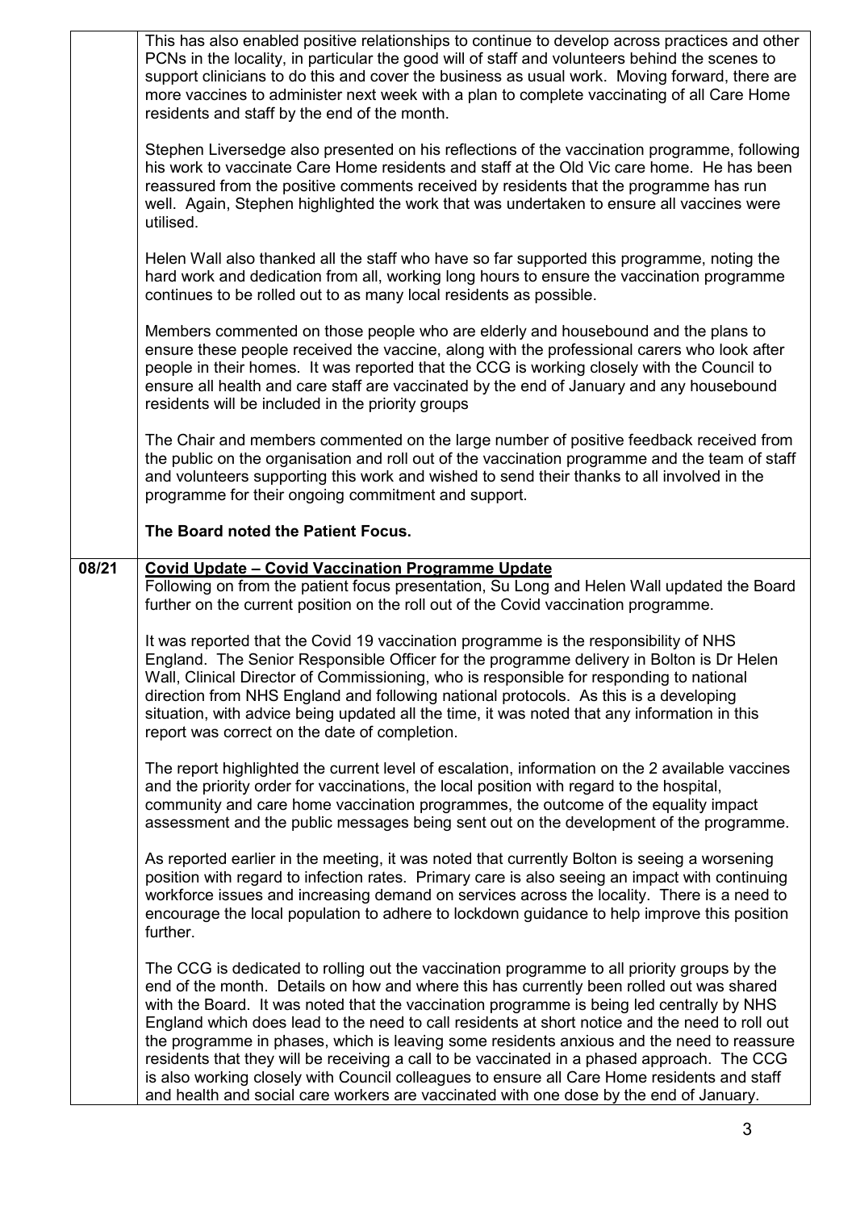| | |
|---|---|
| | This has also enabled positive relationships to continue to develop across practices and other PCNs in the locality, in particular the good will of staff and volunteers behind the scenes to support clinicians to do this and cover the business as usual work. Moving forward, there are more vaccines to administer next week with a plan to complete vaccinating of all Care Home residents and staff by the end of the month.<br><br>Stephen Liversedge also presented on his reflections of the vaccination programme, following his work to vaccinate Care Home residents and staff at the Old Vic care home. He has been reassured from the positive comments received by residents that the programme has run well. Again, Stephen highlighted the work that was undertaken to ensure all vaccines were utilised.<br><br>Helen Wall also thanked all the staff who have so far supported this programme, noting the hard work and dedication from all, working long hours to ensure the vaccination programme continues to be rolled out to as many local residents as possible.<br><br>Members commented on those people who are elderly and housebound and the plans to ensure these people received the vaccine, along with the professional carers who look after people in their homes. It was reported that the CCG is working closely with the Council to ensure all health and care staff are vaccinated by the end of January and any housebound residents will be included in the priority groups<br><br>The Chair and members commented on the large number of positive feedback received from the public on the organisation and roll out of the vaccination programme and the team of staff and volunteers supporting this work and wished to send their thanks to all involved in the programme for their ongoing commitment and support.<br><br>**The Board noted the Patient Focus.** |
| **08/21** | **Covid Update – Covid Vaccination Programme Update**<br>Following on from the patient focus presentation, Su Long and Helen Wall updated the Board further on the current position on the roll out of the Covid vaccination programme.<br><br>It was reported that the Covid 19 vaccination programme is the responsibility of NHS England. The Senior Responsible Officer for the programme delivery in Bolton is Dr Helen Wall, Clinical Director of Commissioning, who is responsible for responding to national direction from NHS England and following national protocols. As this is a developing situation, with advice being updated all the time, it was noted that any information in this report was correct on the date of completion.<br><br>The report highlighted the current level of escalation, information on the 2 available vaccines and the priority order for vaccinations, the local position with regard to the hospital, community and care home vaccination programmes, the outcome of the equality impact assessment and the public messages being sent out on the development of the programme.<br><br>As reported earlier in the meeting, it was noted that currently Bolton is seeing a worsening position with regard to infection rates. Primary care is also seeing an impact with continuing workforce issues and increasing demand on services across the locality. There is a need to encourage the local population to adhere to lockdown guidance to help improve this position further.<br><br>The CCG is dedicated to rolling out the vaccination programme to all priority groups by the end of the month. Details on how and where this has currently been rolled out was shared with the Board. It was noted that the vaccination programme is being led centrally by NHS England which does lead to the need to call residents at short notice and the need to roll out the programme in phases, which is leaving some residents anxious and the need to reassure residents that they will be receiving a call to be vaccinated in a phased approach. The CCG is also working closely with Council colleagues to ensure all Care Home residents and staff and health and social care workers are vaccinated with one dose by the end of January. |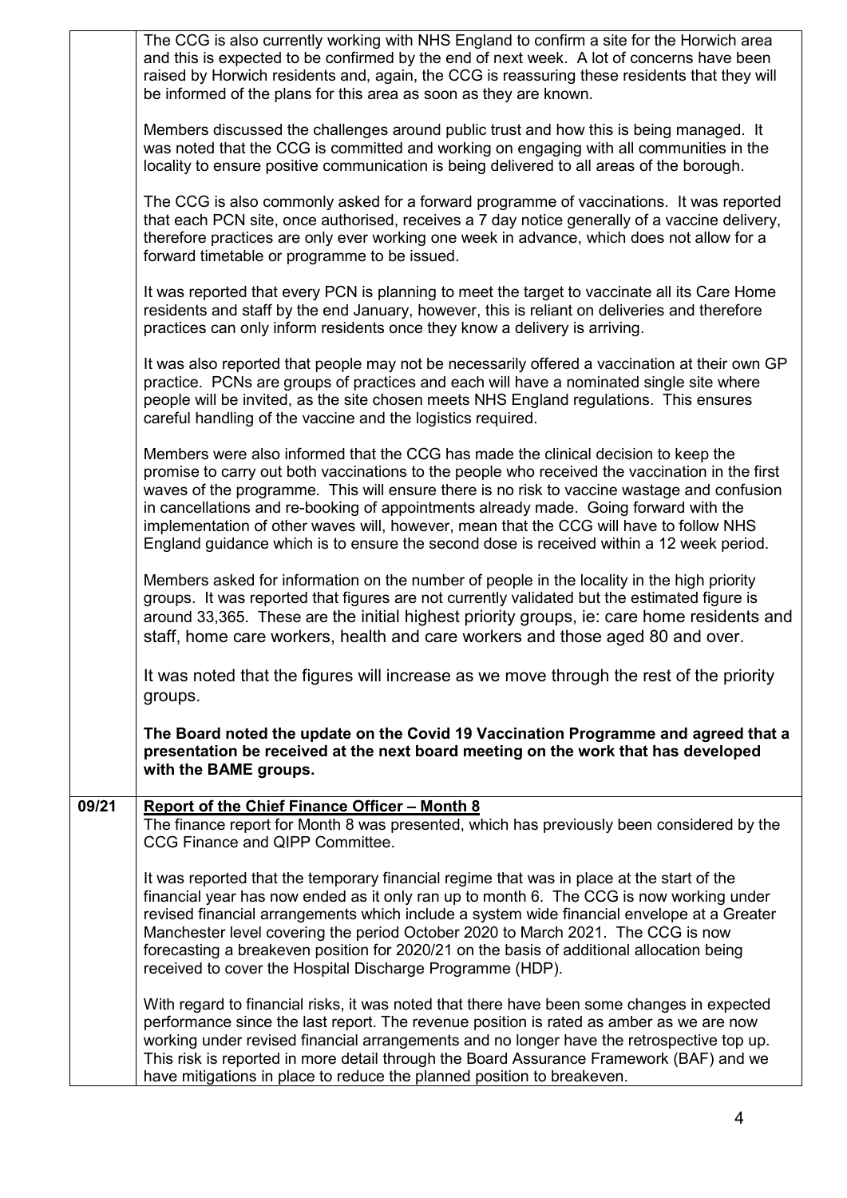|  |  |
| --- | --- |
|  | The CCG is also currently working with NHS England to confirm a site for the Horwich area and this is expected to be confirmed by the end of next week. A lot of concerns have been raised by Horwich residents and, again, the CCG is reassuring these residents that they will be informed of the plans for this area as soon as they are known.<br><br>Members discussed the challenges around public trust and how this is being managed. It was noted that the CCG is committed and working on engaging with all communities in the locality to ensure positive communication is being delivered to all areas of the borough.<br><br>The CCG is also commonly asked for a forward programme of vaccinations. It was reported that each PCN site, once authorised, receives a 7 day notice generally of a vaccine delivery, therefore practices are only ever working one week in advance, which does not allow for a forward timetable or programme to be issued.<br><br>It was reported that every PCN is planning to meet the target to vaccinate all its Care Home residents and staff by the end January, however, this is reliant on deliveries and therefore practices can only inform residents once they know a delivery is arriving.<br><br>It was also reported that people may not be necessarily offered a vaccination at their own GP practice. PCNs are groups of practices and each will have a nominated single site where people will be invited, as the site chosen meets NHS England regulations. This ensures careful handling of the vaccine and the logistics required.<br><br>Members were also informed that the CCG has made the clinical decision to keep the promise to carry out both vaccinations to the people who received the vaccination in the first waves of the programme. This will ensure there is no risk to vaccine wastage and confusion in cancellations and re-booking of appointments already made. Going forward with the implementation of other waves will, however, mean that the CCG will have to follow NHS England guidance which is to ensure the second dose is received within a 12 week period.<br><br>Members asked for information on the number of people in the locality in the high priority groups. It was reported that figures are not currently validated but the estimated figure is around 33,365. These are the initial highest priority groups, ie: care home residents and staff, home care workers, health and care workers and those aged 80 and over.<br><br>It was noted that the figures will increase as we move through the rest of the priority groups.<br><br>**The Board noted the update on the Covid 19 Vaccination Programme and agreed that a presentation be received at the next board meeting on the work that has developed with the BAME groups.** |
| **09/21** | **Report of the Chief Finance Officer – Month 8**<br>The finance report for Month 8 was presented, which has previously been considered by the CCG Finance and QIPP Committee.<br><br>It was reported that the temporary financial regime that was in place at the start of the financial year has now ended as it only ran up to month 6. The CCG is now working under revised financial arrangements which include a system wide financial envelope at a Greater Manchester level covering the period October 2020 to March 2021. The CCG is now forecasting a breakeven position for 2020/21 on the basis of additional allocation being received to cover the Hospital Discharge Programme (HDP).<br><br>With regard to financial risks, it was noted that there have been some changes in expected performance since the last report. The revenue position is rated as amber as we are now working under revised financial arrangements and no longer have the retrospective top up. This risk is reported in more detail through the Board Assurance Framework (BAF) and we have mitigations in place to reduce the planned position to breakeven. |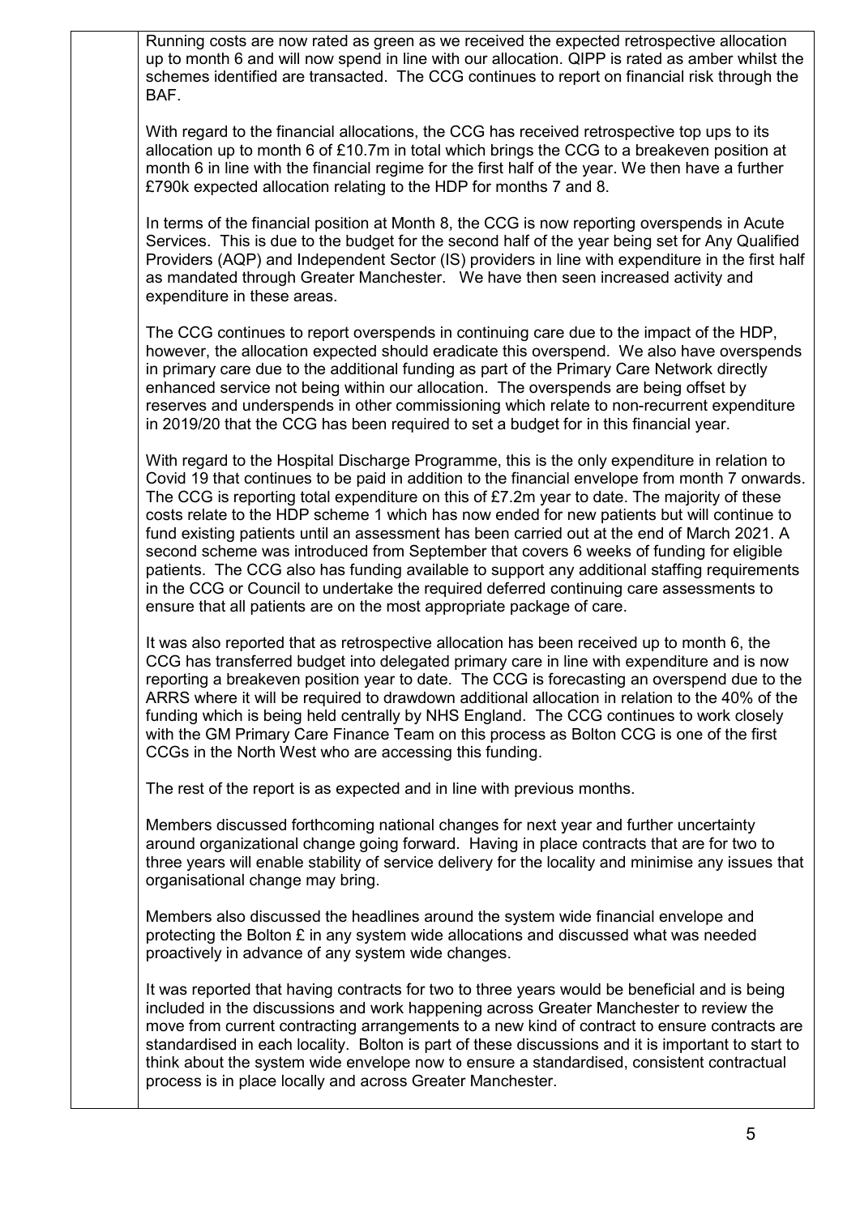Running costs are now rated as green as we received the expected retrospective allocation up to month 6 and will now spend in line with our allocation. QIPP is rated as amber whilst the schemes identified are transacted. The CCG continues to report on financial risk through the BAF.

With regard to the financial allocations, the CCG has received retrospective top ups to its allocation up to month 6 of £10.7m in total which brings the CCG to a breakeven position at month 6 in line with the financial regime for the first half of the year. We then have a further £790k expected allocation relating to the HDP for months 7 and 8.

In terms of the financial position at Month 8, the CCG is now reporting overspends in Acute Services. This is due to the budget for the second half of the year being set for Any Qualified Providers (AQP) and Independent Sector (IS) providers in line with expenditure in the first half as mandated through Greater Manchester. We have then seen increased activity and expenditure in these areas.

The CCG continues to report overspends in continuing care due to the impact of the HDP, however, the allocation expected should eradicate this overspend. We also have overspends in primary care due to the additional funding as part of the Primary Care Network directly enhanced service not being within our allocation. The overspends are being offset by reserves and underspends in other commissioning which relate to non-recurrent expenditure in 2019/20 that the CCG has been required to set a budget for in this financial year.

With regard to the Hospital Discharge Programme, this is the only expenditure in relation to Covid 19 that continues to be paid in addition to the financial envelope from month 7 onwards. The CCG is reporting total expenditure on this of £7.2m year to date. The majority of these costs relate to the HDP scheme 1 which has now ended for new patients but will continue to fund existing patients until an assessment has been carried out at the end of March 2021. A second scheme was introduced from September that covers 6 weeks of funding for eligible patients. The CCG also has funding available to support any additional staffing requirements in the CCG or Council to undertake the required deferred continuing care assessments to ensure that all patients are on the most appropriate package of care.

It was also reported that as retrospective allocation has been received up to month 6, the CCG has transferred budget into delegated primary care in line with expenditure and is now reporting a breakeven position year to date. The CCG is forecasting an overspend due to the ARRS where it will be required to drawdown additional allocation in relation to the 40% of the funding which is being held centrally by NHS England. The CCG continues to work closely with the GM Primary Care Finance Team on this process as Bolton CCG is one of the first CCGs in the North West who are accessing this funding.

The rest of the report is as expected and in line with previous months.

Members discussed forthcoming national changes for next year and further uncertainty around organizational change going forward. Having in place contracts that are for two to three years will enable stability of service delivery for the locality and minimise any issues that organisational change may bring.

Members also discussed the headlines around the system wide financial envelope and protecting the Bolton £ in any system wide allocations and discussed what was needed proactively in advance of any system wide changes.

It was reported that having contracts for two to three years would be beneficial and is being included in the discussions and work happening across Greater Manchester to review the move from current contracting arrangements to a new kind of contract to ensure contracts are standardised in each locality. Bolton is part of these discussions and it is important to start to think about the system wide envelope now to ensure a standardised, consistent contractual process is in place locally and across Greater Manchester.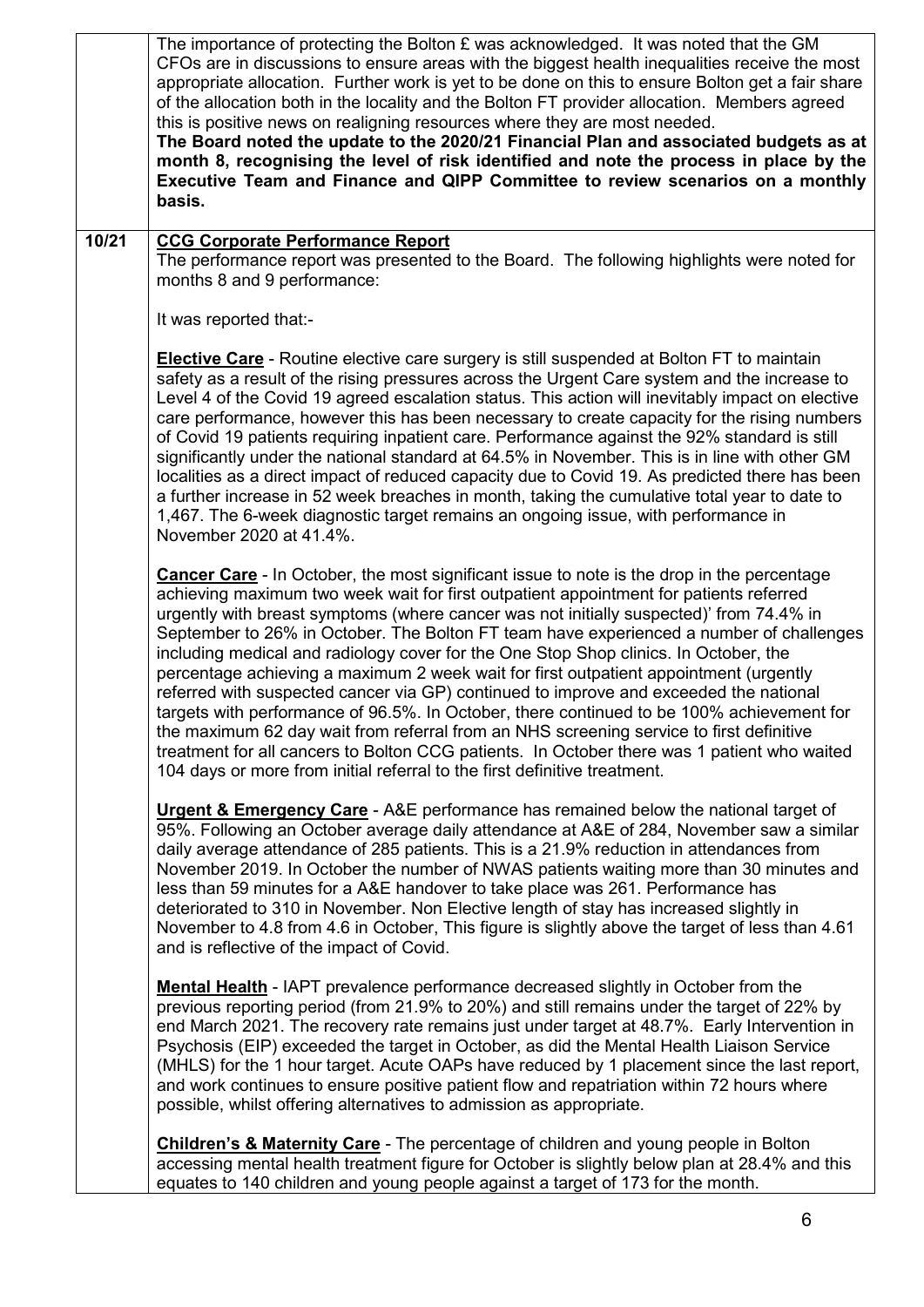| | |
|---|---|
| | The importance of protecting the Bolton £ was acknowledged. It was noted that the GM CFOs are in discussions to ensure areas with the biggest health inequalities receive the most appropriate allocation. Further work is yet to be done on this to ensure Bolton get a fair share of the allocation both in the locality and the Bolton FT provider allocation. Members agreed this is positive news on realigning resources where they are most needed.<br>**The Board noted the update to the 2020/21 Financial Plan and associated budgets as at month 8, recognising the level of risk identified and note the process in place by the Executive Team and Finance and QIPP Committee to review scenarios on a monthly basis.** |
| **10/21** | **<u>CCG Corporate Performance Report</u>**<br>The performance report was presented to the Board. The following highlights were noted for months 8 and 9 performance:<br><br>It was reported that:-<br><br>**<u>Elective Care</u>** - Routine elective care surgery is still suspended at Bolton FT to maintain safety as a result of the rising pressures across the Urgent Care system and the increase to Level 4 of the Covid 19 agreed escalation status. This action will inevitably impact on elective care performance, however this has been necessary to create capacity for the rising numbers of Covid 19 patients requiring inpatient care. Performance against the 92% standard is still significantly under the national standard at 64.5% in November. This is in line with other GM localities as a direct impact of reduced capacity due to Covid 19. As predicted there has been a further increase in 52 week breaches in month, taking the cumulative total year to date to 1,467. The 6-week diagnostic target remains an ongoing issue, with performance in November 2020 at 41.4%.<br><br>**<u>Cancer Care</u>** - In October, the most significant issue to note is the drop in the percentage achieving maximum two week wait for first outpatient appointment for patients referred urgently with breast symptoms (where cancer was not initially suspected)' from 74.4% in September to 26% in October. The Bolton FT team have experienced a number of challenges including medical and radiology cover for the One Stop Shop clinics. In October, the percentage achieving a maximum 2 week wait for first outpatient appointment (urgently referred with suspected cancer via GP) continued to improve and exceeded the national targets with performance of 96.5%. In October, there continued to be 100% achievement for the maximum 62 day wait from referral from an NHS screening service to first definitive treatment for all cancers to Bolton CCG patients. In October there was 1 patient who waited 104 days or more from initial referral to the first definitive treatment.<br><br>**<u>Urgent & Emergency Care</u>** - A&E performance has remained below the national target of 95%. Following an October average daily attendance at A&E of 284, November saw a similar daily average attendance of 285 patients. This is a 21.9% reduction in attendances from November 2019. In October the number of NWAS patients waiting more than 30 minutes and less than 59 minutes for a A&E handover to take place was 261. Performance has deteriorated to 310 in November. Non Elective length of stay has increased slightly in November to 4.8 from 4.6 in October, This figure is slightly above the target of less than 4.61 and is reflective of the impact of Covid.<br><br>**<u>Mental Health</u>** - IAPT prevalence performance decreased slightly in October from the previous reporting period (from 21.9% to 20%) and still remains under the target of 22% by end March 2021. The recovery rate remains just under target at 48.7%. Early Intervention in Psychosis (EIP) exceeded the target in October, as did the Mental Health Liaison Service (MHLS) for the 1 hour target. Acute OAPs have reduced by 1 placement since the last report, and work continues to ensure positive patient flow and repatriation within 72 hours where possible, whilst offering alternatives to admission as appropriate.<br><br>**<u>Children's & Maternity Care</u>** - The percentage of children and young people in Bolton accessing mental health treatment figure for October is slightly below plan at 28.4% and this equates to 140 children and young people against a target of 173 for the month. |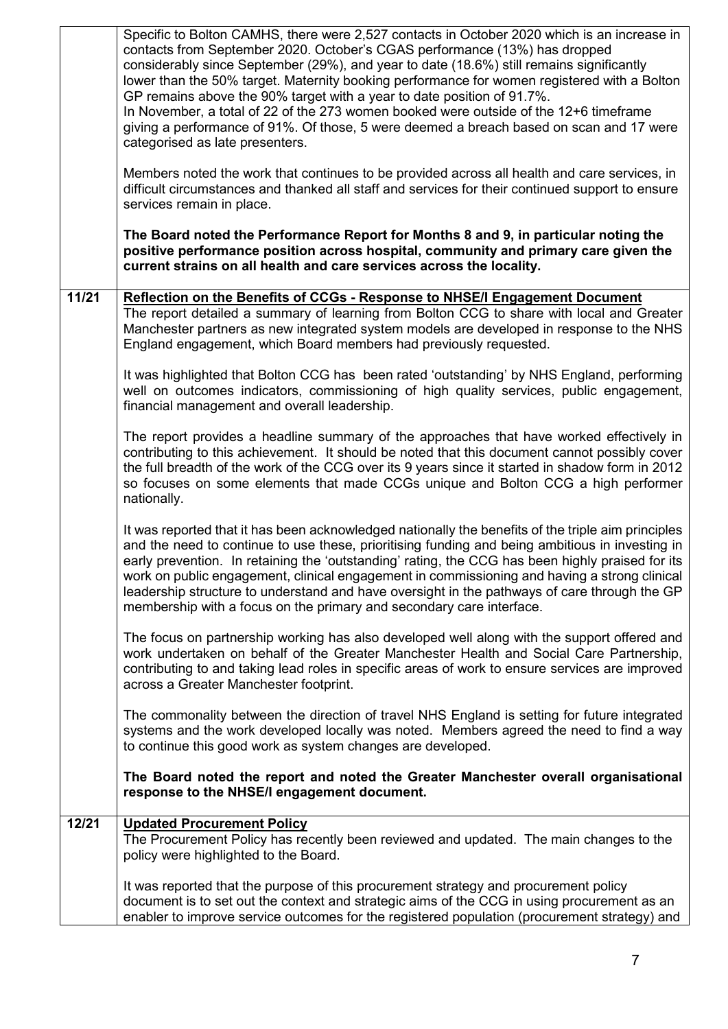| | |
|---|---|
| | Specific to Bolton CAMHS, there were 2,527 contacts in October 2020 which is an increase in contacts from September 2020. October's CGAS performance (13%) has dropped considerably since September (29%), and year to date (18.6%) still remains significantly lower than the 50% target. Maternity booking performance for women registered with a Bolton GP remains above the 90% target with a year to date position of 91.7%.<br>In November, a total of 22 of the 273 women booked were outside of the 12+6 timeframe giving a performance of 91%. Of those, 5 were deemed a breach based on scan and 17 were categorised as late presenters.<br><br>Members noted the work that continues to be provided across all health and care services, in difficult circumstances and thanked all staff and services for their continued support to ensure services remain in place.<br><br>**The Board noted the Performance Report for Months 8 and 9, in particular noting the positive performance position across hospital, community and primary care given the current strains on all health and care services across the locality.** |
| **11/21** | **<u>Reflection on the Benefits of CCGs - Response to NHSE/I Engagement Document</u>**<br>The report detailed a summary of learning from Bolton CCG to share with local and Greater Manchester partners as new integrated system models are developed in response to the NHS England engagement, which Board members had previously requested.<br><br>It was highlighted that Bolton CCG has been rated 'outstanding' by NHS England, performing well on outcomes indicators, commissioning of high quality services, public engagement, financial management and overall leadership.<br><br>The report provides a headline summary of the approaches that have worked effectively in contributing to this achievement. It should be noted that this document cannot possibly cover the full breadth of the work of the CCG over its 9 years since it started in shadow form in 2012 so focuses on some elements that made CCGs unique and Bolton CCG a high performer nationally.<br><br>It was reported that it has been acknowledged nationally the benefits of the triple aim principles and the need to continue to use these, prioritising funding and being ambitious in investing in early prevention. In retaining the 'outstanding' rating, the CCG has been highly praised for its work on public engagement, clinical engagement in commissioning and having a strong clinical leadership structure to understand and have oversight in the pathways of care through the GP membership with a focus on the primary and secondary care interface.<br><br>The focus on partnership working has also developed well along with the support offered and work undertaken on behalf of the Greater Manchester Health and Social Care Partnership, contributing to and taking lead roles in specific areas of work to ensure services are improved across a Greater Manchester footprint.<br><br>The commonality between the direction of travel NHS England is setting for future integrated systems and the work developed locally was noted. Members agreed the need to find a way to continue this good work as system changes are developed.<br><br>**The Board noted the report and noted the Greater Manchester overall organisational response to the NHSE/I engagement document.** |
| **12/21** | **<u>Updated Procurement Policy</u>**<br>The Procurement Policy has recently been reviewed and updated. The main changes to the policy were highlighted to the Board.<br><br>It was reported that the purpose of this procurement strategy and procurement policy document is to set out the context and strategic aims of the CCG in using procurement as an enabler to improve service outcomes for the registered population (procurement strategy) and |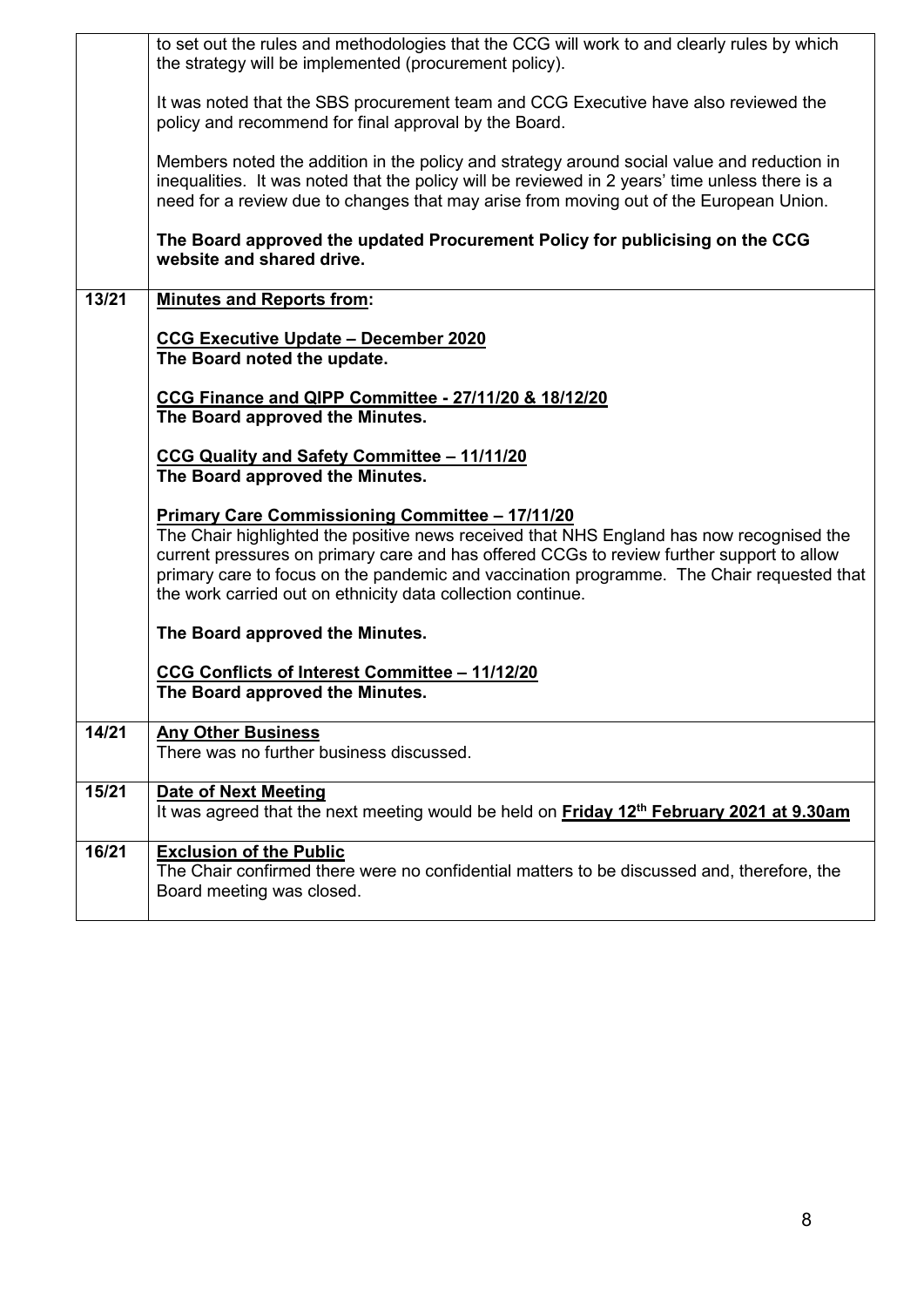| | |
|---|---|
| | to set out the rules and methodologies that the CCG will work to and clearly rules by which the strategy will be implemented (procurement policy).<br><br>It was noted that the SBS procurement team and CCG Executive have also reviewed the policy and recommend for final approval by the Board.<br><br>Members noted the addition in the policy and strategy around social value and reduction in inequalities. It was noted that the policy will be reviewed in 2 years' time unless there is a need for a review due to changes that may arise from moving out of the European Union.<br><br>**The Board approved the updated Procurement Policy for publicising on the CCG website and shared drive.** |
| **13/21** | **<u>Minutes and Reports from</u>:**<br><br>**<u>CCG Executive Update – December 2020</u>**<br>**The Board noted the update.**<br><br>**<u>CCG Finance and QIPP Committee - 27/11/20 & 18/12/20</u>**<br>**The Board approved the Minutes.**<br><br>**<u>CCG Quality and Safety Committee – 11/11/20</u>**<br>**The Board approved the Minutes.**<br><br>**<u>Primary Care Commissioning Committee – 17/11/20</u>**<br>The Chair highlighted the positive news received that NHS England has now recognised the current pressures on primary care and has offered CCGs to review further support to allow primary care to focus on the pandemic and vaccination programme. The Chair requested that the work carried out on ethnicity data collection continue.<br><br>**The Board approved the Minutes.**<br><br>**<u>CCG Conflicts of Interest Committee – 11/12/20</u>**<br>**The Board approved the Minutes.** |
| **14/21** | **<u>Any Other Business</u>**<br>There was no further business discussed. |
| **15/21** | **<u>Date of Next Meeting</u>**<br>It was agreed that the next meeting would be held on **<u>Friday 12th February 2021 at 9.30am</u>** |
| **16/21** | **<u>Exclusion of the Public</u>**<br>The Chair confirmed there were no confidential matters to be discussed and, therefore, the Board meeting was closed. |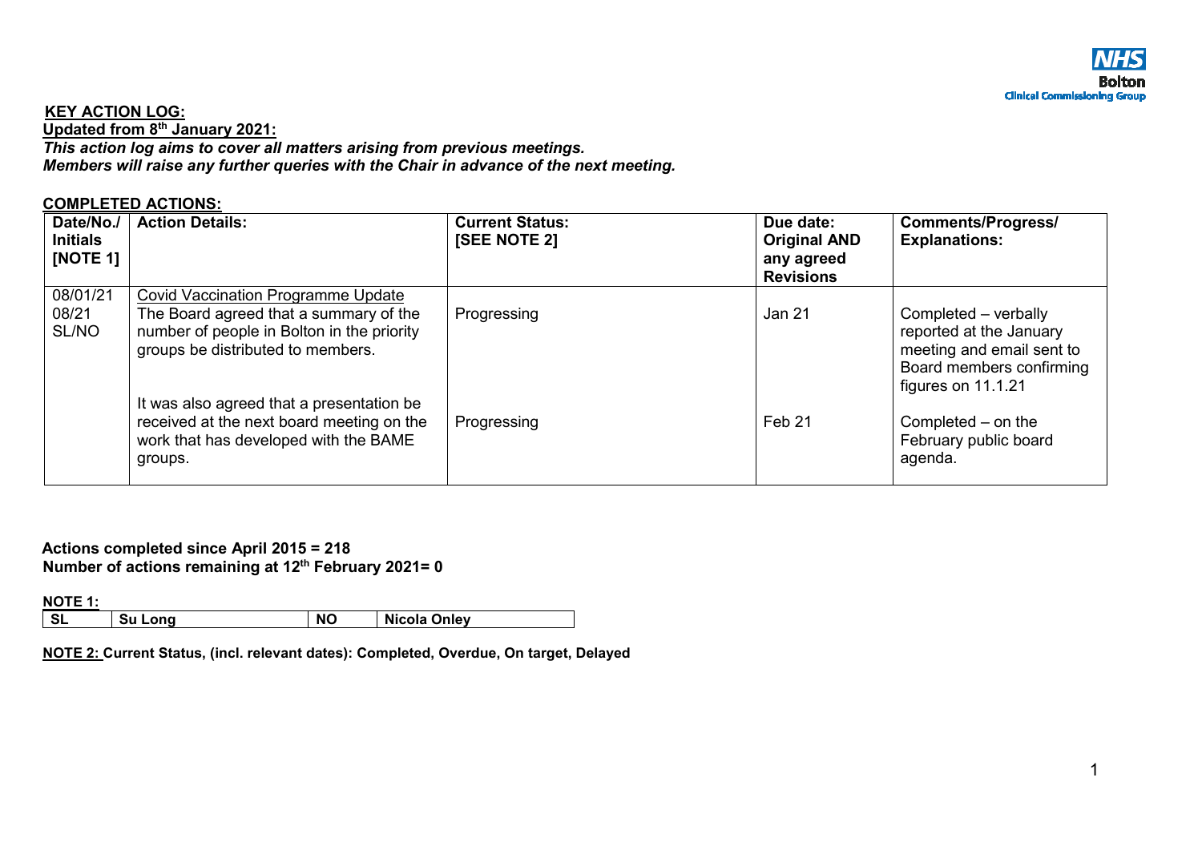NHS
Bolton
Clinical Commissioning Group

**KEY ACTION LOG:**

**Updated from 8th January 2021:**

***This action log aims to cover all matters arising from previous meetings.***
***Members will raise any further queries with the Chair in advance of the next meeting.***

**COMPLETED ACTIONS:**

| **Date/No./ Initials [NOTE 1]** | **Action Details:** | **Current Status: [SEE NOTE 2]** | **Due date: Original AND any agreed Revisions** | **Comments/Progress/ Explanations:** |
|---|---|---|---|---|
| 08/01/21<br>08/21<br>SL/NO | Covid Vaccination Programme Update<br>The Board agreed that a summary of the number of people in Bolton in the priority groups be distributed to members. | Progressing | Jan 21 | Completed – verbally reported at the January meeting and email sent to Board members confirming figures on 11.1.21 |
| | It was also agreed that a presentation be received at the next board meeting on the work that has developed with the BAME groups. | Progressing | Feb 21 | Completed – on the February public board agenda. |

**Actions completed since April 2015 = 218**
**Number of actions remaining at 12th February 2021= 0**

**NOTE 1:**

| | | | |
|---|---|---|---|
| **SL** | **Su Long** | **NO** | **Nicola Onley** |

**NOTE 2: Current Status, (incl. relevant dates): Completed, Overdue, On target, Delayed**